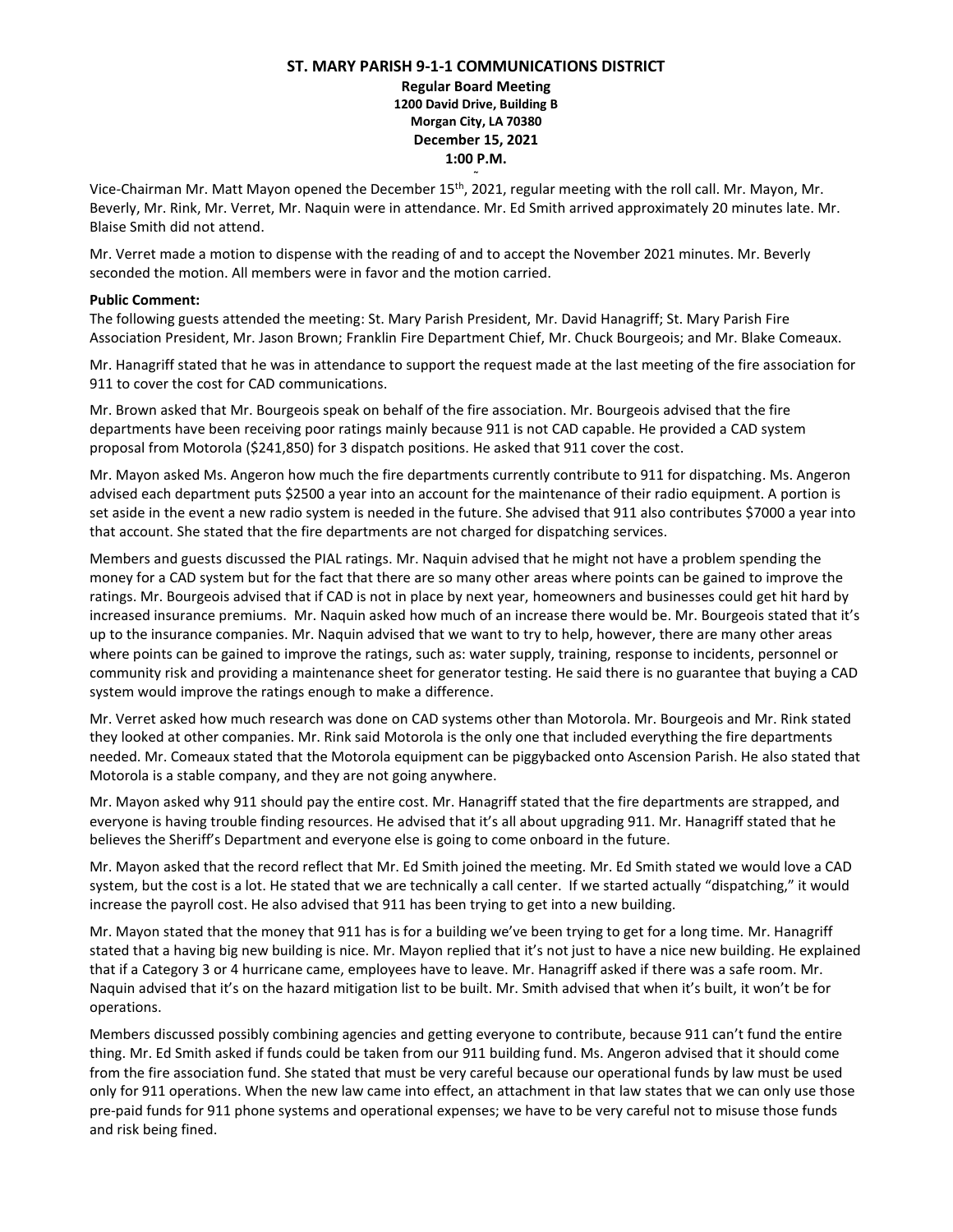# ST. MARY PARISH 9-1-1 COMMUNICATIONS DISTRICT

**Regular Board Meeting**
**1200 David Drive, Building B**
**Morgan City, LA 70380**
**December 15, 2021**
**1:00 P.M.**

Vice-Chairman Mr. Matt Mayon opened the December 15th, 2021, regular meeting with the roll call. Mr. Mayon, Mr. Beverly, Mr. Rink, Mr. Verret, Mr. Naquin were in attendance. Mr. Ed Smith arrived approximately 20 minutes late. Mr. Blaise Smith did not attend.

Mr. Verret made a motion to dispense with the reading of and to accept the November 2021 minutes. Mr. Beverly seconded the motion. All members were in favor and the motion carried.

**Public Comment:**
The following guests attended the meeting: St. Mary Parish President, Mr. David Hanagriff; St. Mary Parish Fire Association President, Mr. Jason Brown; Franklin Fire Department Chief, Mr. Chuck Bourgeois; and Mr. Blake Comeaux.

Mr. Hanagriff stated that he was in attendance to support the request made at the last meeting of the fire association for 911 to cover the cost for CAD communications.

Mr. Brown asked that Mr. Bourgeois speak on behalf of the fire association. Mr. Bourgeois advised that the fire departments have been receiving poor ratings mainly because 911 is not CAD capable. He provided a CAD system proposal from Motorola ($241,850) for 3 dispatch positions. He asked that 911 cover the cost.

Mr. Mayon asked Ms. Angeron how much the fire departments currently contribute to 911 for dispatching. Ms. Angeron advised each department puts $2500 a year into an account for the maintenance of their radio equipment. A portion is set aside in the event a new radio system is needed in the future. She advised that 911 also contributes $7000 a year into that account. She stated that the fire departments are not charged for dispatching services.

Members and guests discussed the PIAL ratings. Mr. Naquin advised that he might not have a problem spending the money for a CAD system but for the fact that there are so many other areas where points can be gained to improve the ratings. Mr. Bourgeois advised that if CAD is not in place by next year, homeowners and businesses could get hit hard by increased insurance premiums. Mr. Naquin asked how much of an increase there would be. Mr. Bourgeois stated that it's up to the insurance companies. Mr. Naquin advised that we want to try to help, however, there are many other areas where points can be gained to improve the ratings, such as: water supply, training, response to incidents, personnel or community risk and providing a maintenance sheet for generator testing. He said there is no guarantee that buying a CAD system would improve the ratings enough to make a difference.

Mr. Verret asked how much research was done on CAD systems other than Motorola. Mr. Bourgeois and Mr. Rink stated they looked at other companies. Mr. Rink said Motorola is the only one that included everything the fire departments needed. Mr. Comeaux stated that the Motorola equipment can be piggybacked onto Ascension Parish. He also stated that Motorola is a stable company, and they are not going anywhere.

Mr. Mayon asked why 911 should pay the entire cost. Mr. Hanagriff stated that the fire departments are strapped, and everyone is having trouble finding resources. He advised that it's all about upgrading 911. Mr. Hanagriff stated that he believes the Sheriff's Department and everyone else is going to come onboard in the future.

Mr. Mayon asked that the record reflect that Mr. Ed Smith joined the meeting. Mr. Ed Smith stated we would love a CAD system, but the cost is a lot. He stated that we are technically a call center. If we started actually "dispatching," it would increase the payroll cost. He also advised that 911 has been trying to get into a new building.

Mr. Mayon stated that the money that 911 has is for a building we've been trying to get for a long time. Mr. Hanagriff stated that a having big new building is nice. Mr. Mayon replied that it's not just to have a nice new building. He explained that if a Category 3 or 4 hurricane came, employees have to leave. Mr. Hanagriff asked if there was a safe room. Mr. Naquin advised that it's on the hazard mitigation list to be built. Mr. Smith advised that when it's built, it won't be for operations.

Members discussed possibly combining agencies and getting everyone to contribute, because 911 can't fund the entire thing. Mr. Ed Smith asked if funds could be taken from our 911 building fund. Ms. Angeron advised that it should come from the fire association fund. She stated that must be very careful because our operational funds by law must be used only for 911 operations. When the new law came into effect, an attachment in that law states that we can only use those pre-paid funds for 911 phone systems and operational expenses; we have to be very careful not to misuse those funds and risk being fined.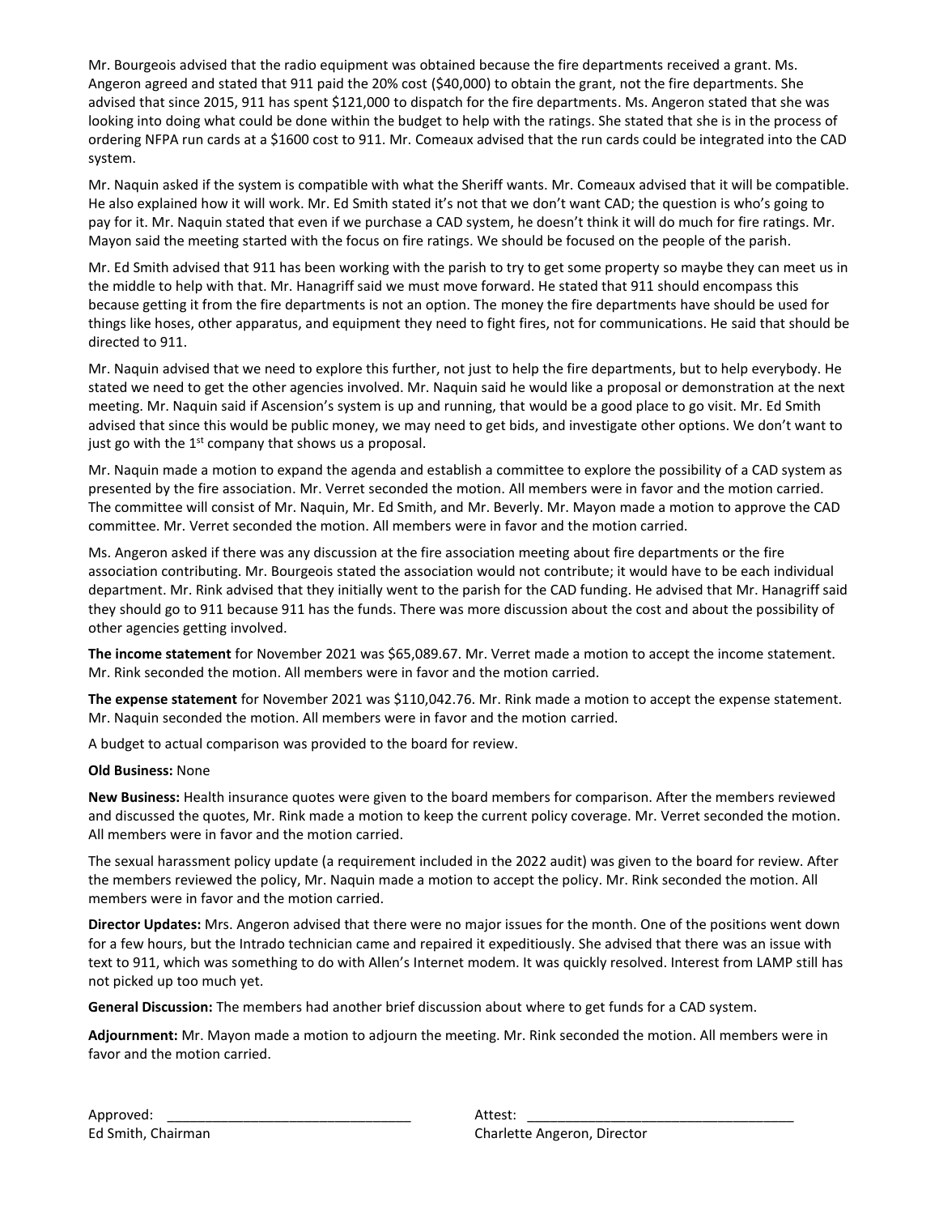Mr. Bourgeois advised that the radio equipment was obtained because the fire departments received a grant. Ms. Angeron agreed and stated that 911 paid the 20% cost ($40,000) to obtain the grant, not the fire departments. She advised that since 2015, 911 has spent $121,000 to dispatch for the fire departments. Ms. Angeron stated that she was looking into doing what could be done within the budget to help with the ratings. She stated that she is in the process of ordering NFPA run cards at a $1600 cost to 911. Mr. Comeaux advised that the run cards could be integrated into the CAD system.

Mr. Naquin asked if the system is compatible with what the Sheriff wants. Mr. Comeaux advised that it will be compatible. He also explained how it will work. Mr. Ed Smith stated it's not that we don't want CAD; the question is who's going to pay for it. Mr. Naquin stated that even if we purchase a CAD system, he doesn't think it will do much for fire ratings. Mr. Mayon said the meeting started with the focus on fire ratings. We should be focused on the people of the parish.

Mr. Ed Smith advised that 911 has been working with the parish to try to get some property so maybe they can meet us in the middle to help with that. Mr. Hanagriff said we must move forward. He stated that 911 should encompass this because getting it from the fire departments is not an option. The money the fire departments have should be used for things like hoses, other apparatus, and equipment they need to fight fires, not for communications. He said that should be directed to 911.

Mr. Naquin advised that we need to explore this further, not just to help the fire departments, but to help everybody. He stated we need to get the other agencies involved. Mr. Naquin said he would like a proposal or demonstration at the next meeting. Mr. Naquin said if Ascension's system is up and running, that would be a good place to go visit. Mr. Ed Smith advised that since this would be public money, we may need to get bids, and investigate other options. We don't want to just go with the 1st company that shows us a proposal.

Mr. Naquin made a motion to expand the agenda and establish a committee to explore the possibility of a CAD system as presented by the fire association. Mr. Verret seconded the motion. All members were in favor and the motion carried. The committee will consist of Mr. Naquin, Mr. Ed Smith, and Mr. Beverly. Mr. Mayon made a motion to approve the CAD committee. Mr. Verret seconded the motion. All members were in favor and the motion carried.

Ms. Angeron asked if there was any discussion at the fire association meeting about fire departments or the fire association contributing. Mr. Bourgeois stated the association would not contribute; it would have to be each individual department. Mr. Rink advised that they initially went to the parish for the CAD funding. He advised that Mr. Hanagriff said they should go to 911 because 911 has the funds. There was more discussion about the cost and about the possibility of other agencies getting involved.

**The income statement** for November 2021 was $65,089.67. Mr. Verret made a motion to accept the income statement. Mr. Rink seconded the motion. All members were in favor and the motion carried.

**The expense statement** for November 2021 was $110,042.76. Mr. Rink made a motion to accept the expense statement. Mr. Naquin seconded the motion. All members were in favor and the motion carried.

A budget to actual comparison was provided to the board for review.

**Old Business:** None

**New Business:** Health insurance quotes were given to the board members for comparison. After the members reviewed and discussed the quotes, Mr. Rink made a motion to keep the current policy coverage. Mr. Verret seconded the motion. All members were in favor and the motion carried.

The sexual harassment policy update (a requirement included in the 2022 audit) was given to the board for review. After the members reviewed the policy, Mr. Naquin made a motion to accept the policy. Mr. Rink seconded the motion. All members were in favor and the motion carried.

**Director Updates:** Mrs. Angeron advised that there were no major issues for the month. One of the positions went down for a few hours, but the Intrado technician came and repaired it expeditiously. She advised that there was an issue with text to 911, which was something to do with Allen's Internet modem. It was quickly resolved. Interest from LAMP still has not picked up too much yet.

**General Discussion:** The members had another brief discussion about where to get funds for a CAD system.

**Adjournment:** Mr. Mayon made a motion to adjourn the meeting. Mr. Rink seconded the motion. All members were in favor and the motion carried.

Approved: ________________________________
Ed Smith, Chairman

Attest: ____________________________________
Charlette Angeron, Director